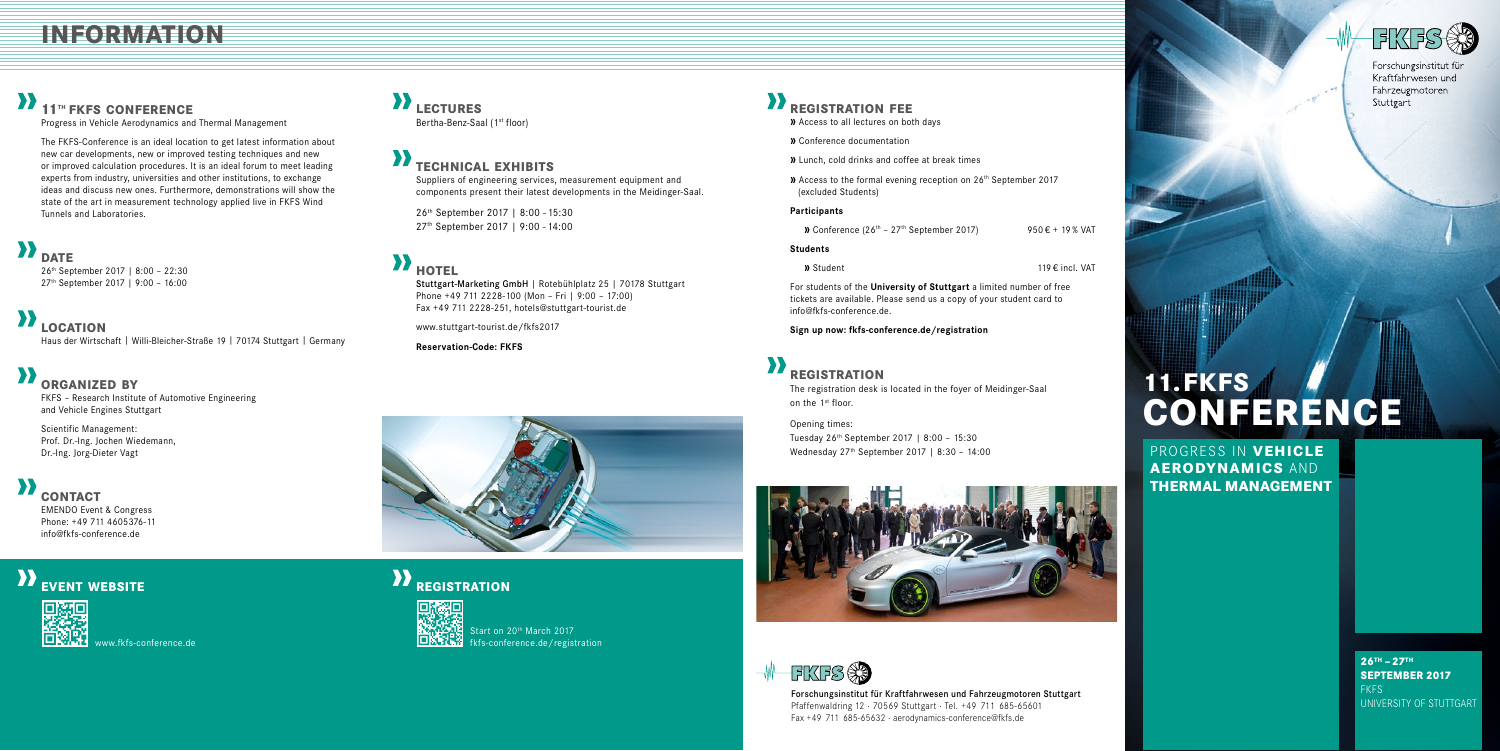# INFORMATION

## 11TH FKFS CONFERENCE

Progress in Vehicle Aerodynamics and Thermal Management

The FKFS-Conference is an ideal location to get latest information about new car developments, new or improved testing techniques and new or improved calculation procedures. It is an ideal forum to meet leading experts from industry, universities and other institutions, to exchange ideas and discuss new ones. Furthermore, demonstrations will show the state of the art in measurement technology applied live in FKFS Wind Tunnels and Laboratories.

## DATE

26th September 2017 | 8:00 – 22:30
27th September 2017 | 9:00 – 16:00

## LOCATION

Haus der Wirtschaft | Willi-Bleicher-Straße 19 | 70174 Stuttgart | Germany

## ORGANIZED BY

FKFS – Research Institute of Automotive Engineering and Vehicle Engines Stuttgart

Scientific Management:
Prof. Dr.-Ing. Jochen Wiedemann,
Dr.-Ing. Jorg-Dieter Vagt

## CONTACT

EMENDO Event & Congress
Phone: +49 711 4605376-11
info@fkfs-conference.de

## EVENT WEBSITE

www.fkfs-conference.de

## LECTURES

Bertha-Benz-Saal (1st floor)

## TECHNICAL EXHIBITS

Suppliers of engineering services, measurement equipment and components present their latest developments in the Meidinger-Saal.

26th September 2017 | 8:00 - 15:30
27th September 2017 | 9:00 - 14:00

## HOTEL

Stuttgart-Marketing GmbH | Rotebühlplatz 25 | 70178 Stuttgart
Phone +49 711 2228-100 (Mon – Fri | 9:00 – 17:00)
Fax +49 711 2228-251, hotels@stuttgart-tourist.de

www.stuttgart-tourist.de/fkfs2017

**Reservation-Code: FKFS**

## REGISTRATION

Start on 20th March 2017
fkfs-conference.de/registration

## REGISTRATION FEE

- Access to all lectures on both days
- Conference documentation
- Lunch, cold drinks and coffee at break times
- Access to the formal evening reception on 26th September 2017 (excluded Students)

**Participants**

| | |
|---|---|
| Conference (26th – 27th September 2017) | 950 € + 19 % VAT |

**Students**

| | |
|---|---|
| Student | 119 € incl. VAT |

For students of the **University of Stuttgart** a limited number of free tickets are available. Please send us a copy of your student card to info@fkfs-conference.de.

**Sign up now: fkfs-conference.de/registration**

## REGISTRATION

The registration desk is located in the foyer of Meidinger-Saal on the 1st floor.

Opening times:
Tuesday 26th September 2017 | 8:00 – 15:30
Wednesday 27th September 2017 | 8:30 – 14:00

FKFS

Forschungsinstitut für Kraftfahrwesen und Fahrzeugmotoren Stuttgart
Pfaffenwaldring 12 · 70569 Stuttgart · Tel. +49 711 685-65601
Fax +49 711 685-65632 · aerodynamics-conference@fkfs.de

FKFS

Forschungsinstitut für Kraftfahrwesen und Fahrzeugmotoren Stuttgart

# 11. FKFS CONFERENCE

PROGRESS IN **VEHICLE AERODYNAMICS** AND **THERMAL MANAGEMENT**

**26TH – 27TH SEPTEMBER 2017**
FKFS
UNIVERSITY OF STUTTGART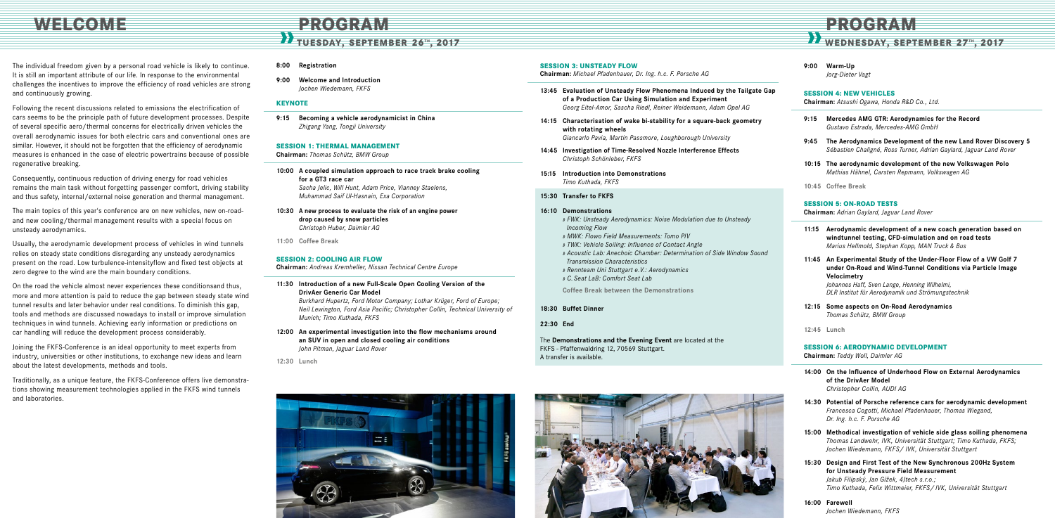# WELCOME

The individual freedom given by a personal road vehicle is likely to continue. It is still an important attribute of our life. In response to the environmental challenges the incentives to improve the efficiency of road vehicles are strong and continuously growing.

Following the recent discussions related to emissions the electrification of cars seems to be the principle path of future development processes. Despite of several specific aero/thermal concerns for electrically driven vehicles the overall aerodynamic issues for both electric cars and conventional ones are similar. However, it should not be forgotten that the efficiency of aerodynamic measures is enhanced in the case of electric powertrains because of possible regenerative breaking.

Consequently, continuous reduction of driving energy for road vehicles remains the main task without forgetting passenger comfort, driving stability and thus safety, internal/external noise generation and thermal management.

The main topics of this year's conference are on new vehicles, new on-road- and new cooling/thermal management results with a special focus on unsteady aerodynamics.

Usually, the aerodynamic development process of vehicles in wind tunnels relies on steady state conditions disregarding any unsteady aerodynamics present on the road. Low turbulence-intensityflow and fixed test objects at zero degree to the wind are the main boundary conditions.

On the road the vehicle almost never experiences these conditionsand thus, more and more attention is paid to reduce the gap between steady state wind tunnel results and later behavior under real conditions. To diminish this gap, tools and methods are discussed nowadays to install or improve simulation techniques in wind tunnels. Achieving early information or predictions on car handling will reduce the development process considerably.

Joining the FKFS-Conference is an ideal opportunity to meet experts from industry, universities or other institutions, to exchange new ideas and learn about the latest developments, methods and tools.

Traditionally, as a unique feature, the FKFS-Conference offers live demonstrations showing measurement technologies applied in the FKFS wind tunnels and laboratories.

# PROGRAM

## TUESDAY, SEPTEMBER 26TH, 2017

**8:00 Registration**

**9:00 Welcome and Introduction**
*Jochen Wiedemann, FKFS*

### KEYNOTE

**9:15 Becoming a vehicle aerodynamicist in China**
*Zhigang Yang, Tongji University*

### SESSION 1: THERMAL MANAGEMENT

**Chairman:** *Thomas Schütz, BMW Group*

**10:00 A coupled simulation approach to race track brake cooling for a GT3 race car**
*Sacha Jelic, Will Hunt, Adam Price, Vianney Staelens, Muhammad Saif Ul-Hasnain, Exa Corporation*

**10:30 A new process to evaluate the risk of an engine power drop caused by snow particles**
*Christoph Huber, Daimler AG*

11:00 Coffee Break

### SESSION 2: COOLING AIR FLOW

**Chairman:** *Andreas Kremheller, Nissan Technical Centre Europe*

**11:30 Introduction of a new Full-Scale Open Cooling Version of the DrivAer Generic Car Model**
*Burkhard Hupertz, Ford Motor Company; Lothar Krüger, Ford of Europe; Neil Lewington, Ford Asia Pacific; Christopher Collin, Technical University of Munich; Timo Kuthada, FKFS*

**12:00 An experimental investigation into the flow mechanisms around an SUV in open and closed cooling air conditions**
*John Pitman, Jaguar Land Rover*

12:30 Lunch

### SESSION 3: UNSTEADY FLOW

**Chairman:** *Michael Pfadenhauer, Dr. Ing. h.c. F. Porsche AG*

**13:45 Evaluation of Unsteady Flow Phenomena Induced by the Tailgate Gap of a Production Car Using Simulation and Experiment**
*Georg Eitel-Amor, Sascha Riedl, Reiner Weidemann, Adam Opel AG*

**14:15 Characterisation of wake bi-stability for a square-back geometry with rotating wheels**
*Giancarlo Pavia, Martin Passmore, Loughborough University*

**14:45 Investigation of Time-Resolved Nozzle Interference Effects**
*Christoph Schönleber, FKFS*

**15:15 Introduction into Demonstrations**
*Timo Kuthada, FKFS*

**15:30 Transfer to FKFS**

**16:10 Demonstrations**
- *FWK: Unsteady Aerodynamics: Noise Modulation due to Unsteady Incoming Flow*
- *MWK: Flowo Field Measurements: Tomo PIV*
- *TWK: Vehicle Soiling: Influence of Contact Angle*
- *Acoustic Lab: Anechoic Chamber: Determination of Side Window Sound Transmission Characteristics*
- *Rennteam Uni Stuttgart e.V.: Aerodynamics*
- *C.Seat LaB: Comfort Seat Lab*

Coffee Break between the Demonstrations

**18:30 Buffet Dinner**

**22:30 End**

The **Demonstrations and the Evening Event** are located at the FKFS - Pfaffenwaldring 12, 70569 Stuttgart.
A transfer is available.

# PROGRAM

## WEDNESDAY, SEPTEMBER 27TH, 2017

**9:00 Warm-Up**
*Jorg-Dieter Vagt*

### SESSION 4: NEW VEHICLES

**Chairman:** *Atsushi Ogawa, Honda R&D Co., Ltd.*

**9:15 Mercedes AMG GTR: Aerodynamics for the Record**
*Gustavo Estrada, Mercedes-AMG GmbH*

**9:45 The Aerodynamics Development of the new Land Rover Discovery 5**
*Sébastien Chaligné, Ross Turner, Adrian Gaylard, Jaguar Land Rover*

**10:15 The aerodynamic development of the new Volkswagen Polo**
*Mathias Hähnel, Carsten Repmann, Volkswagen AG*

10:45 Coffee Break

### SESSION 5: ON-ROAD TESTS

**Chairman:** *Adrian Gaylard, Jaguar Land Rover*

**11:15 Aerodynamic development of a new coach generation based on windtunnel testing, CFD-simulation and on road tests**
*Marius Hellmold, Stephan Kopp, MAN Truck & Bus*

**11:45 An Experimental Study of the Under-Floor Flow of a VW Golf 7 under On-Road and Wind-Tunnel Conditions via Particle Image Velocimetry**
*Johannes Haff, Sven Lange, Henning Wilhelmi, DLR Institut für Aerodynamik und Strömungstechnik*

**12:15 Some aspects on On-Road Aerodynamics**
*Thomas Schütz, BMW Group*

12:45 Lunch

### SESSION 6: AERODYNAMIC DEVELOPMENT

**Chairman:** *Teddy Woll, Daimler AG*

**14:00 On the Influence of Underhood Flow on External Aerodynamics of the DrivAer Model**
*Christopher Collin, AUDI AG*

**14:30 Potential of Porsche reference cars for aerodynamic development**
*Francesca Cogotti, Michael Pfadenhauer, Thomas Wiegand, Dr. Ing. h.c. F. Porsche AG*

**15:00 Methodical investigation of vehicle side glass soiling phenomena**
*Thomas Landwehr, IVK, Universität Stuttgart; Timo Kuthada, FKFS; Jochen Wiedemann, FKFS/ IVK, Universität Stuttgart*

**15:30 Design and First Test of the New Synchronous 200Hz System for Unsteady Pressure Field Measurement**
*Jakub Filipský, Jan Gižek, 4Jtech s.r.o.; Timo Kuthada, Felix Wittmeier, FKFS/ IVK, Universität Stuttgart*

**16:00 Farewell**
*Jochen Wiedemann, FKFS*